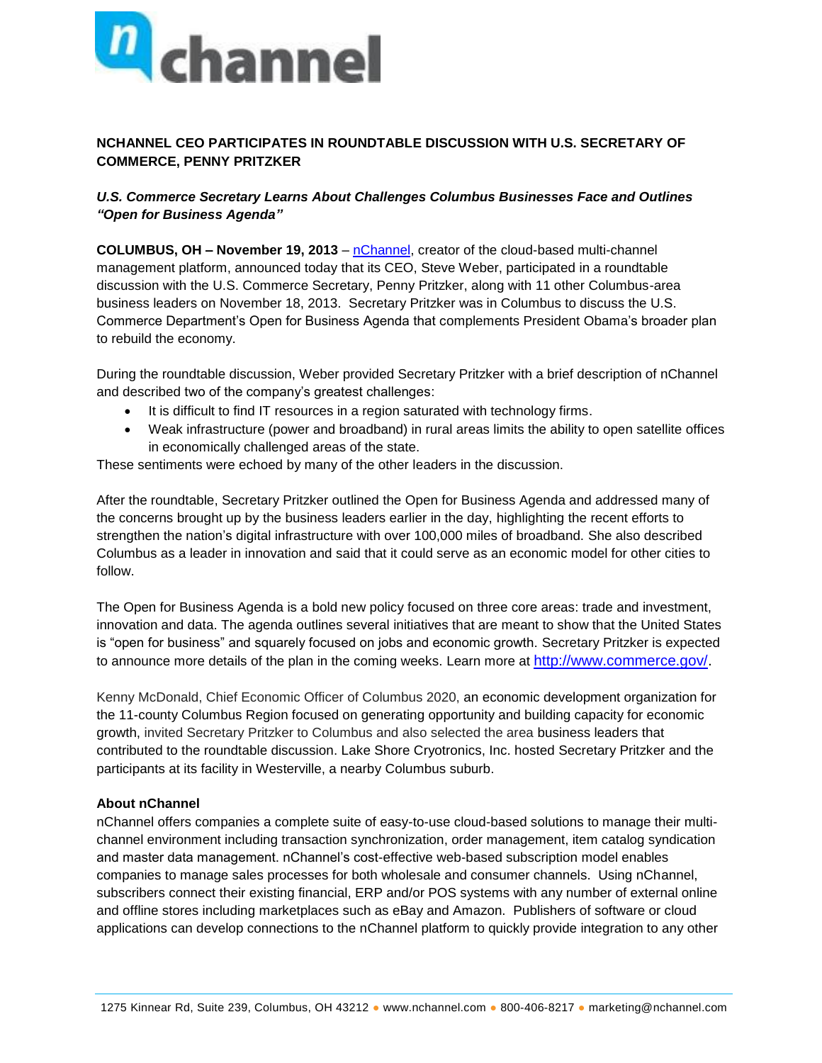# NCHANNEL CEO PARTICIPATES IN ROUNDTABLE DISCUSSION WITH U.S. SECRETARY OF COMMERCE, PENNY PRITZKER

***U.S. Commerce Secretary Learns About Challenges Columbus Businesses Face and Outlines "Open for Business Agenda"***

**COLUMBUS, OH – November 19, 2013** – nChannel, creator of the cloud-based multi-channel management platform, announced today that its CEO, Steve Weber, participated in a roundtable discussion with the U.S. Commerce Secretary, Penny Pritzker, along with 11 other Columbus-area business leaders on November 18, 2013. Secretary Pritzker was in Columbus to discuss the U.S. Commerce Department's Open for Business Agenda that complements President Obama's broader plan to rebuild the economy.

During the roundtable discussion, Weber provided Secretary Pritzker with a brief description of nChannel and described two of the company's greatest challenges:

- It is difficult to find IT resources in a region saturated with technology firms.
- Weak infrastructure (power and broadband) in rural areas limits the ability to open satellite offices in economically challenged areas of the state.

These sentiments were echoed by many of the other leaders in the discussion.

After the roundtable, Secretary Pritzker outlined the Open for Business Agenda and addressed many of the concerns brought up by the business leaders earlier in the day, highlighting the recent efforts to strengthen the nation's digital infrastructure with over 100,000 miles of broadband. She also described Columbus as a leader in innovation and said that it could serve as an economic model for other cities to follow.

The Open for Business Agenda is a bold new policy focused on three core areas: trade and investment, innovation and data. The agenda outlines several initiatives that are meant to show that the United States is "open for business" and squarely focused on jobs and economic growth. Secretary Pritzker is expected to announce more details of the plan in the coming weeks. Learn more at http://www.commerce.gov/.

Kenny McDonald, Chief Economic Officer of Columbus 2020, an economic development organization for the 11-county Columbus Region focused on generating opportunity and building capacity for economic growth, invited Secretary Pritzker to Columbus and also selected the area business leaders that contributed to the roundtable discussion. Lake Shore Cryotronics, Inc. hosted Secretary Pritzker and the participants at its facility in Westerville, a nearby Columbus suburb.

## About nChannel

nChannel offers companies a complete suite of easy-to-use cloud-based solutions to manage their multi-channel environment including transaction synchronization, order management, item catalog syndication and master data management. nChannel's cost-effective web-based subscription model enables companies to manage sales processes for both wholesale and consumer channels. Using nChannel, subscribers connect their existing financial, ERP and/or POS systems with any number of external online and offline stores including marketplaces such as eBay and Amazon. Publishers of software or cloud applications can develop connections to the nChannel platform to quickly provide integration to any other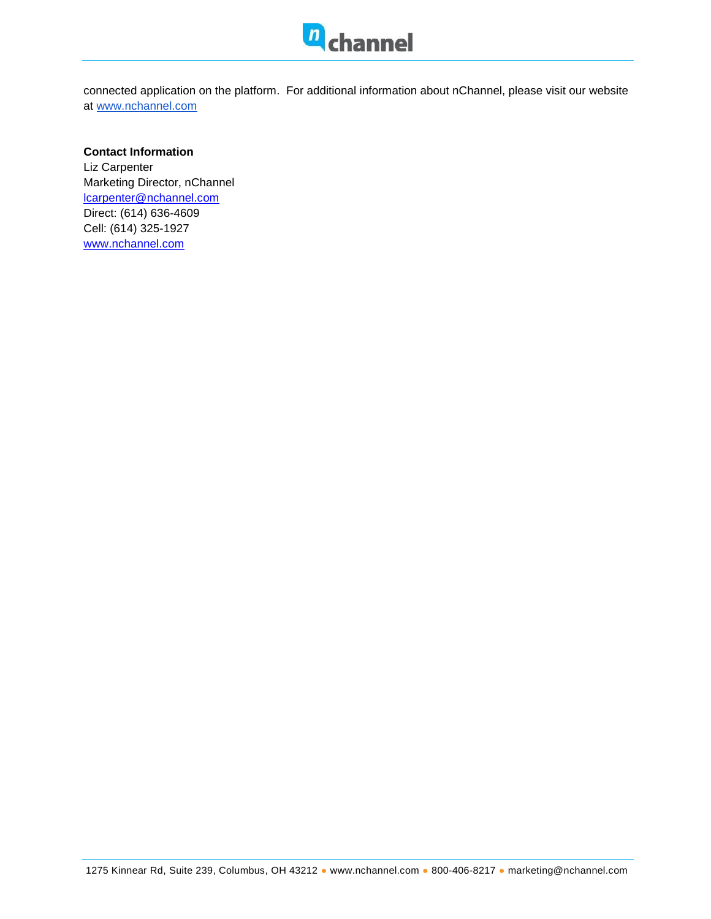connected application on the platform. For additional information about nChannel, please visit our website at www.nchannel.com

**Contact Information**
Liz Carpenter
Marketing Director, nChannel
lcarpenter@nchannel.com
Direct: (614) 636-4609
Cell: (614) 325-1927
www.nchannel.com